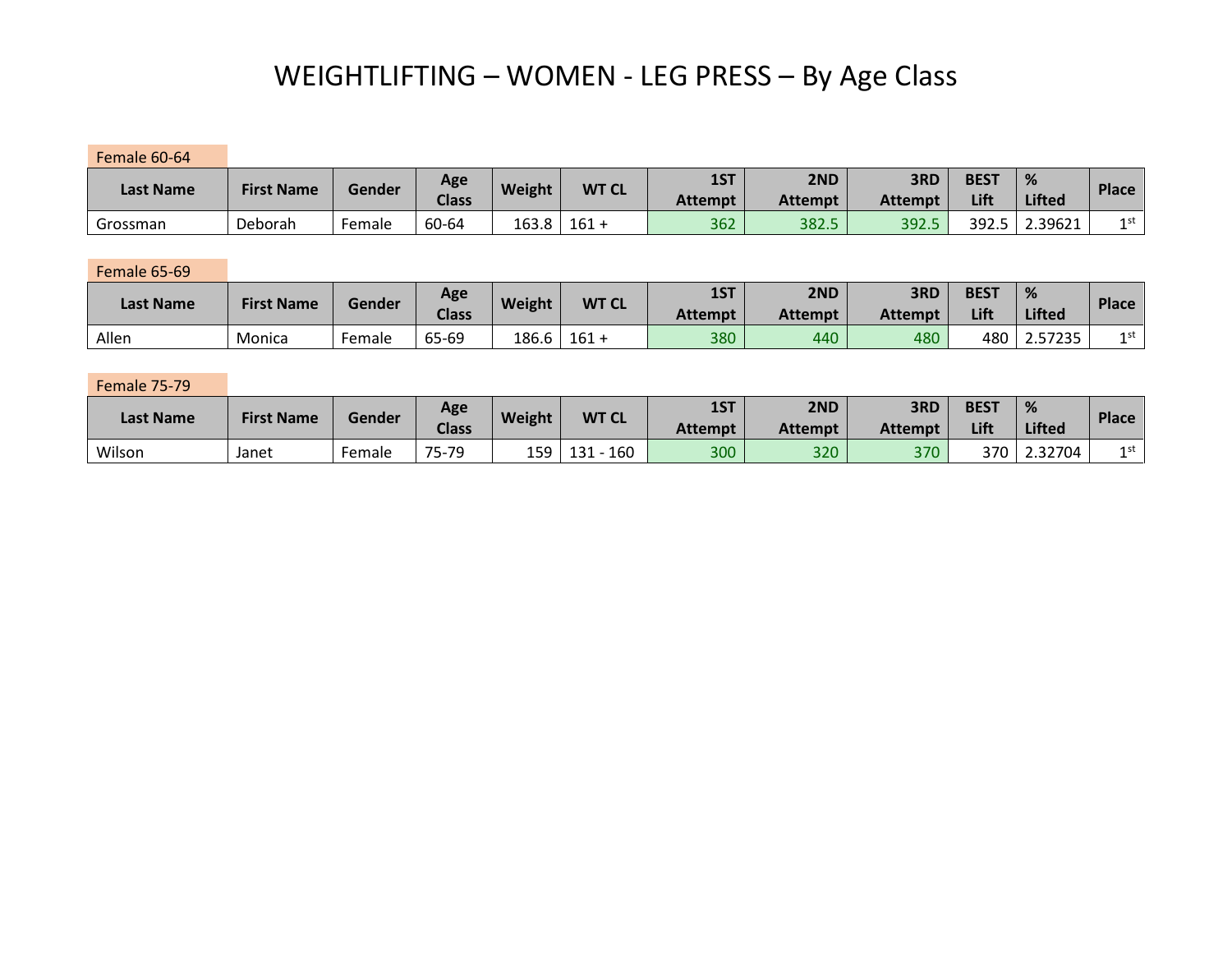# WEIGHTLIFTING – WOMEN - LEG PRESS – By Age Class

Female 60-64

| Last Name | First Name | Gender | Age Class | Weight | WT CL | 1ST Attempt | 2ND Attempt | 3RD Attempt | BEST Lift | % Lifted | Place |
|---|---|---|---|---|---|---|---|---|---|---|---|
| Grossman | Deborah | Female | 60-64 | 163.8 | 161 + | 362 | 382.5 | 392.5 | 392.5 | 2.39621 | 1st |

Female 65-69

| Last Name | First Name | Gender | Age Class | Weight | WT CL | 1ST Attempt | 2ND Attempt | 3RD Attempt | BEST Lift | % Lifted | Place |
|---|---|---|---|---|---|---|---|---|---|---|---|
| Allen | Monica | Female | 65-69 | 186.6 | 161 + | 380 | 440 | 480 | 480 | 2.57235 | 1st |

Female 75-79

| Last Name | First Name | Gender | Age Class | Weight | WT CL | 1ST Attempt | 2ND Attempt | 3RD Attempt | BEST Lift | % Lifted | Place |
|---|---|---|---|---|---|---|---|---|---|---|---|
| Wilson | Janet | Female | 75-79 | 159 | 131 - 160 | 300 | 320 | 370 | 370 | 2.32704 | 1st |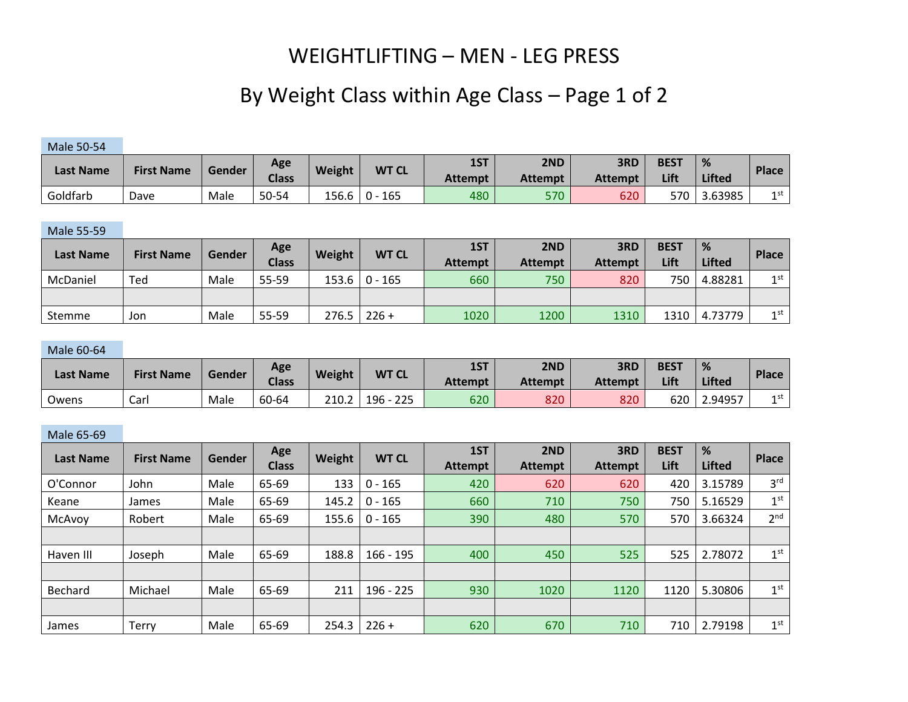# WEIGHTLIFTING – MEN - LEG PRESS

## By Weight Class within Age Class – Page 1 of 2

### Male 50-54

| Last Name | First Name | Gender | Age Class | Weight | WT CL | 1ST Attempt | 2ND Attempt | 3RD Attempt | BEST Lift | % Lifted | Place |
|---|---|---|---|---|---|---|---|---|---|---|---|
| Goldfarb | Dave | Male | 50-54 | 156.6 | 0 - 165 | 480 | 570 | 620 | 570 | 3.63985 | 1st |

### Male 55-59

| Last Name | First Name | Gender | Age Class | Weight | WT CL | 1ST Attempt | 2ND Attempt | 3RD Attempt | BEST Lift | % Lifted | Place |
|---|---|---|---|---|---|---|---|---|---|---|---|
| McDaniel | Ted | Male | 55-59 | 153.6 | 0 - 165 | 660 | 750 | 820 | 750 | 4.88281 | 1st |
| | | | | | | | | | | | |
| Stemme | Jon | Male | 55-59 | 276.5 | 226 + | 1020 | 1200 | 1310 | 1310 | 4.73779 | 1st |

### Male 60-64

| Last Name | First Name | Gender | Age Class | Weight | WT CL | 1ST Attempt | 2ND Attempt | 3RD Attempt | BEST Lift | % Lifted | Place |
|---|---|---|---|---|---|---|---|---|---|---|---|
| Owens | Carl | Male | 60-64 | 210.2 | 196 - 225 | 620 | 820 | 820 | 620 | 2.94957 | 1st |

### Male 65-69

| Last Name | First Name | Gender | Age Class | Weight | WT CL | 1ST Attempt | 2ND Attempt | 3RD Attempt | BEST Lift | % Lifted | Place |
|---|---|---|---|---|---|---|---|---|---|---|---|
| O'Connor | John | Male | 65-69 | 133 | 0 - 165 | 420 | 620 | 620 | 420 | 3.15789 | 3rd |
| Keane | James | Male | 65-69 | 145.2 | 0 - 165 | 660 | 710 | 750 | 750 | 5.16529 | 1st |
| McAvoy | Robert | Male | 65-69 | 155.6 | 0 - 165 | 390 | 480 | 570 | 570 | 3.66324 | 2nd |
| | | | | | | | | | | | |
| Haven III | Joseph | Male | 65-69 | 188.8 | 166 - 195 | 400 | 450 | 525 | 525 | 2.78072 | 1st |
| | | | | | | | | | | | |
| Bechard | Michael | Male | 65-69 | 211 | 196 - 225 | 930 | 1020 | 1120 | 1120 | 5.30806 | 1st |
| | | | | | | | | | | | |
| James | Terry | Male | 65-69 | 254.3 | 226 + | 620 | 670 | 710 | 710 | 2.79198 | 1st |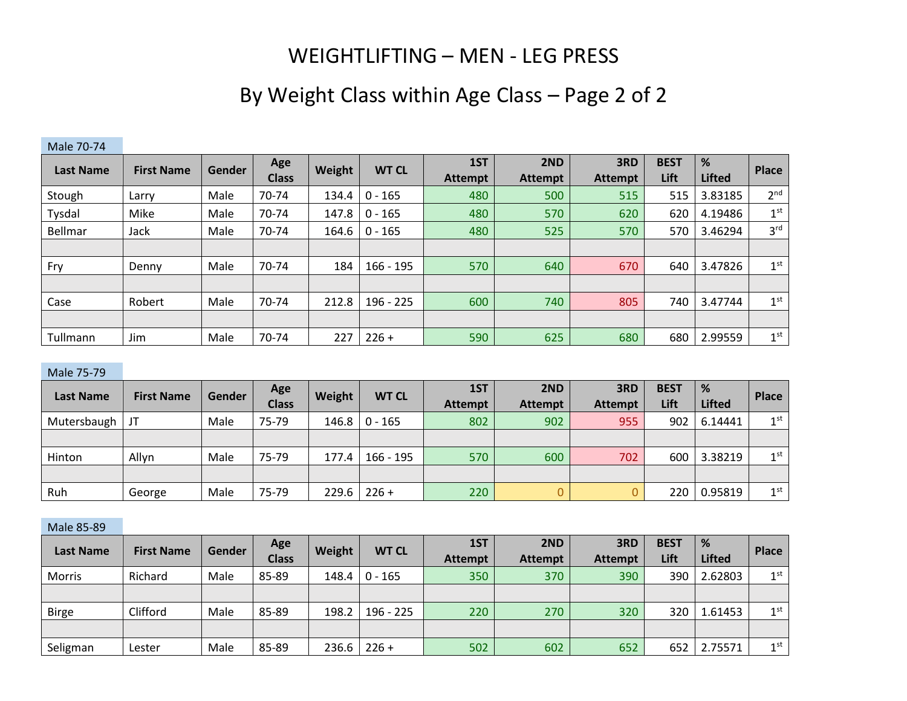# WEIGHTLIFTING – MEN - LEG PRESS

## By Weight Class within Age Class – Page 2 of 2

Male 70-74

| Last Name | First Name | Gender | Age Class | Weight | WT CL | 1ST Attempt | 2ND Attempt | 3RD Attempt | BEST Lift | % Lifted | Place |
|---|---|---|---|---|---|---|---|---|---|---|---|
| Stough | Larry | Male | 70-74 | 134.4 | 0 - 165 | 480 | 500 | 515 | 515 | 3.83185 | 2nd |
| Tysdal | Mike | Male | 70-74 | 147.8 | 0 - 165 | 480 | 570 | 620 | 620 | 4.19486 | 1st |
| Bellmar | Jack | Male | 70-74 | 164.6 | 0 - 165 | 480 | 525 | 570 | 570 | 3.46294 | 3rd |
| | | | | | | | | | | | |
| Fry | Denny | Male | 70-74 | 184 | 166 - 195 | 570 | 640 | 670 | 640 | 3.47826 | 1st |
| | | | | | | | | | | | |
| Case | Robert | Male | 70-74 | 212.8 | 196 - 225 | 600 | 740 | 805 | 740 | 3.47744 | 1st |
| | | | | | | | | | | | |
| Tullmann | Jim | Male | 70-74 | 227 | 226 + | 590 | 625 | 680 | 680 | 2.99559 | 1st |

Male 75-79

| Last Name | First Name | Gender | Age Class | Weight | WT CL | 1ST Attempt | 2ND Attempt | 3RD Attempt | BEST Lift | % Lifted | Place |
|---|---|---|---|---|---|---|---|---|---|---|---|
| Mutersbaugh | JT | Male | 75-79 | 146.8 | 0 - 165 | 802 | 902 | 955 | 902 | 6.14441 | 1st |
| | | | | | | | | | | | |
| Hinton | Allyn | Male | 75-79 | 177.4 | 166 - 195 | 570 | 600 | 702 | 600 | 3.38219 | 1st |
| | | | | | | | | | | | |
| Ruh | George | Male | 75-79 | 229.6 | 226 + | 220 | 0 | 0 | 220 | 0.95819 | 1st |

Male 85-89

| Last Name | First Name | Gender | Age Class | Weight | WT CL | 1ST Attempt | 2ND Attempt | 3RD Attempt | BEST Lift | % Lifted | Place |
|---|---|---|---|---|---|---|---|---|---|---|---|
| Morris | Richard | Male | 85-89 | 148.4 | 0 - 165 | 350 | 370 | 390 | 390 | 2.62803 | 1st |
| | | | | | | | | | | | |
| Birge | Clifford | Male | 85-89 | 198.2 | 196 - 225 | 220 | 270 | 320 | 320 | 1.61453 | 1st |
| | | | | | | | | | | | |
| Seligman | Lester | Male | 85-89 | 236.6 | 226 + | 502 | 602 | 652 | 652 | 2.75571 | 1st |